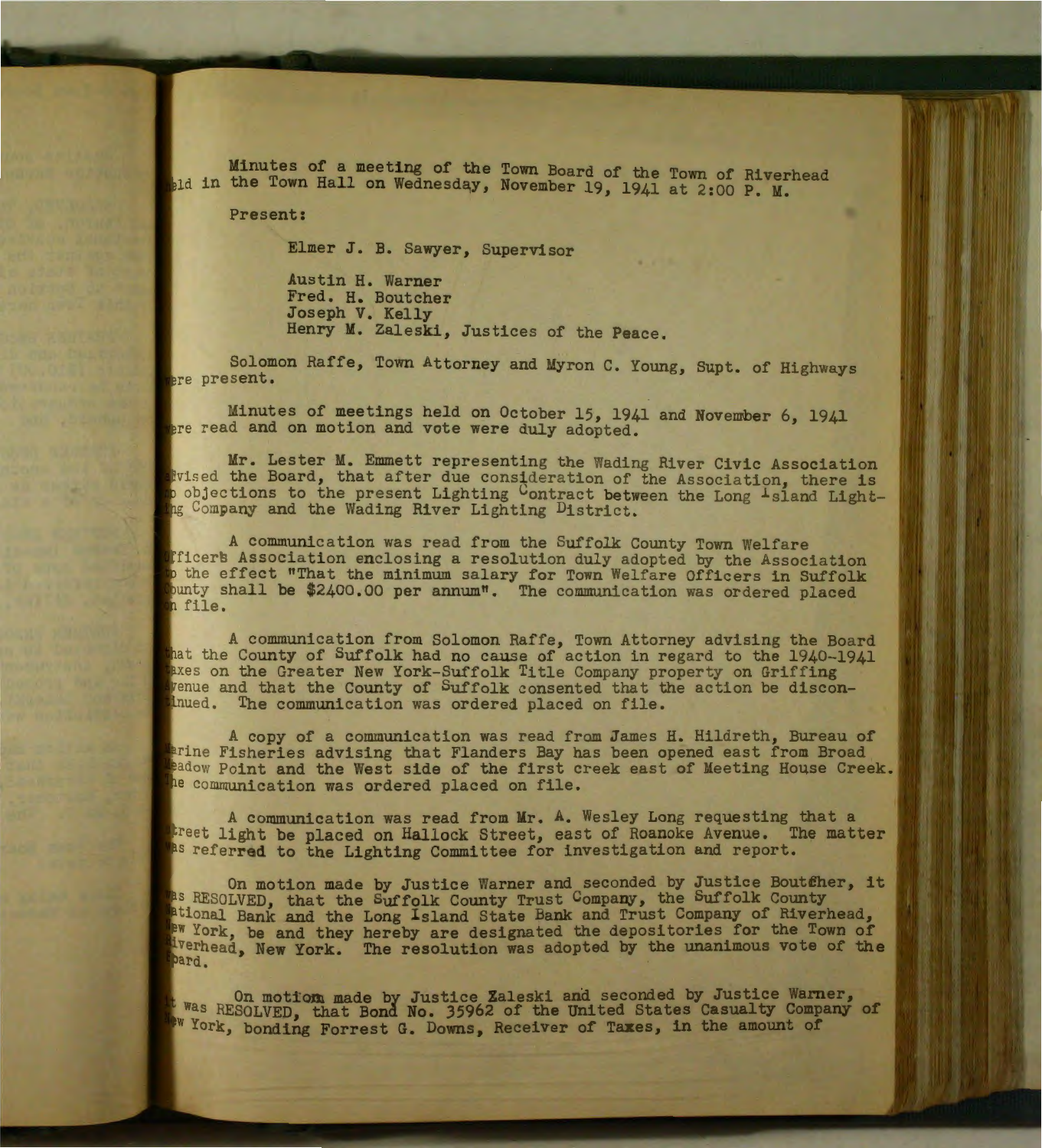Minutes of a meeting of the Town Board of the Town of Riverhead held in the Town Hall on Wednesday, November 19, 1941 at 2:00 P. M.

Present:

Elmer J. B. Sawyer, Supervisor

Austin H. Warner
Fred. H. Boutcher
Joseph V. Kelly
Henry M. Zaleski, Justices of the Peace.

Solomon Raffe, Town Attorney and Myron C. Young, Supt. of Highways were present.

Minutes of meetings held on October 15, 1941 and November 6, 1941 were read and on motion and vote were duly adopted.

Mr. Lester M. Emmett representing the Wading River Civic Association advised the Board, that after due consideration of the Association, there is no objections to the present Lighting Contract between the Long Island Lighting Company and the Wading River Lighting District.

A communication was read from the Suffolk County Town Welfare Officers Association enclosing a resolution duly adopted by the Association to the effect "That the minimum salary for Town Welfare Officers in Suffolk County shall be $2400.00 per annum". The communication was ordered placed on file.

A communication from Solomon Raffe, Town Attorney advising the Board that the County of Suffolk had no cause of action in regard to the 1940-1941 taxes on the Greater New York-Suffolk Title Company property on Griffing Avenue and that the County of Suffolk consented that the action be discontinued. The communication was ordered placed on file.

A copy of a communication was read from James H. Hildreth, Bureau of Marine Fisheries advising that Flanders Bay has been opened east from Broad Meadow Point and the West side of the first creek east of Meeting House Creek. The communication was ordered placed on file.

A communication was read from Mr. A. Wesley Long requesting that a street light be placed on Hallock Street, east of Roanoke Avenue. The matter was referred to the Lighting Committee for investigation and report.

On motion made by Justice Warner and seconded by Justice Boutcher, it was RESOLVED, that the Suffolk County Trust Company, the Suffolk County National Bank and the Long Island State Bank and Trust Company of Riverhead, New York, be and they hereby are designated the depositories for the Town of Riverhead, New York. The resolution was adopted by the unanimous vote of the Board.

On motion made by Justice Zaleski and seconded by Justice Warner, it was RESOLVED, that Bond No. 35962 of the United States Casualty Company of New York, bonding Forrest G. Downs, Receiver of Taxes, in the amount of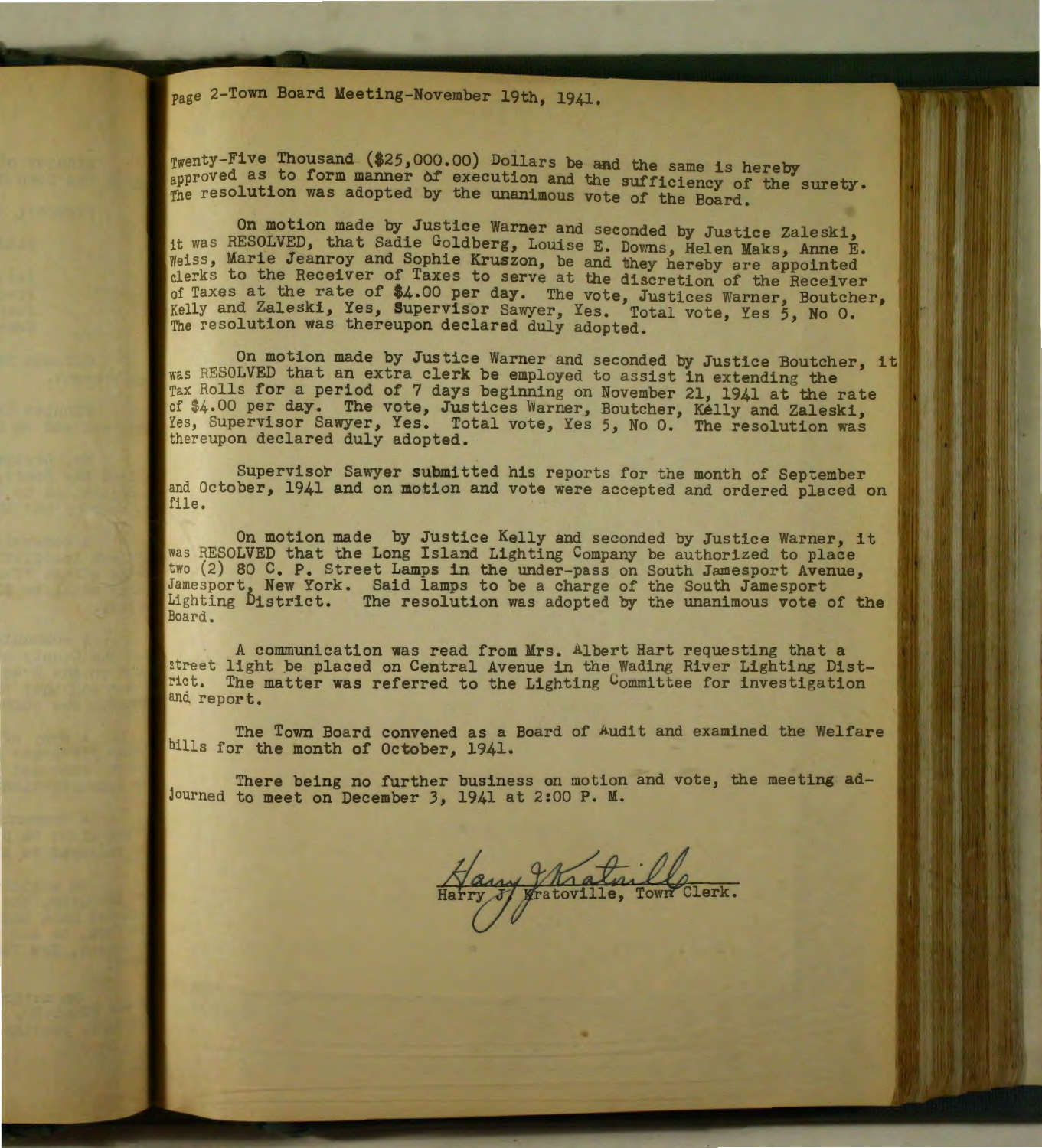Page 2-Town Board Meeting-November 19th, 1941.

Twenty-Five Thousand ($25,000.00) Dollars be and the same is hereby approved as to form manner of execution and the sufficiency of the surety. The resolution was adopted by the unanimous vote of the Board.

On motion made by Justice Warner and seconded by Justice Zaleski, it was RESOLVED, that Sadie Goldberg, Louise E. Downs, Helen Maks, Anne E. Weiss, Marie Jeanroy and Sophie Kruszon, be and they hereby are appointed clerks to the Receiver of Taxes to serve at the discretion of the Receiver of Taxes at the rate of $4.00 per day. The vote, Justices Warner, Boutcher, Kelly and Zaleski, Yes, Supervisor Sawyer, Yes. Total vote, Yes 5, No 0. The resolution was thereupon declared duly adopted.

On motion made by Justice Warner and seconded by Justice Boutcher, it was RESOLVED that an extra clerk be employed to assist in extending the Tax Rolls for a period of 7 days beginning on November 21, 1941 at the rate of $4.00 per day. The vote, Justices Warner, Boutcher, Kelly and Zaleski, Yes, Supervisor Sawyer, Yes. Total vote, Yes 5, No 0. The resolution was thereupon declared duly adopted.

Supervisor Sawyer submitted his reports for the month of September and October, 1941 and on motion and vote were accepted and ordered placed on file.

On motion made by Justice Kelly and seconded by Justice Warner, it was RESOLVED that the Long Island Lighting Company be authorized to place two (2) 80 C. P. Street Lamps in the under-pass on South Jamesport Avenue, Jamesport, New York. Said lamps to be a charge of the South Jamesport Lighting District. The resolution was adopted by the unanimous vote of the Board.

A communication was read from Mrs. Albert Hart requesting that a street light be placed on Central Avenue in the Wading River Lighting District. The matter was referred to the Lighting Committee for investigation and report.

The Town Board convened as a Board of Audit and examined the Welfare bills for the month of October, 1941.

There being no further business on motion and vote, the meeting adjourned to meet on December 3, 1941 at 2:00 P. M.

Harry J. Kratoville, Town Clerk.